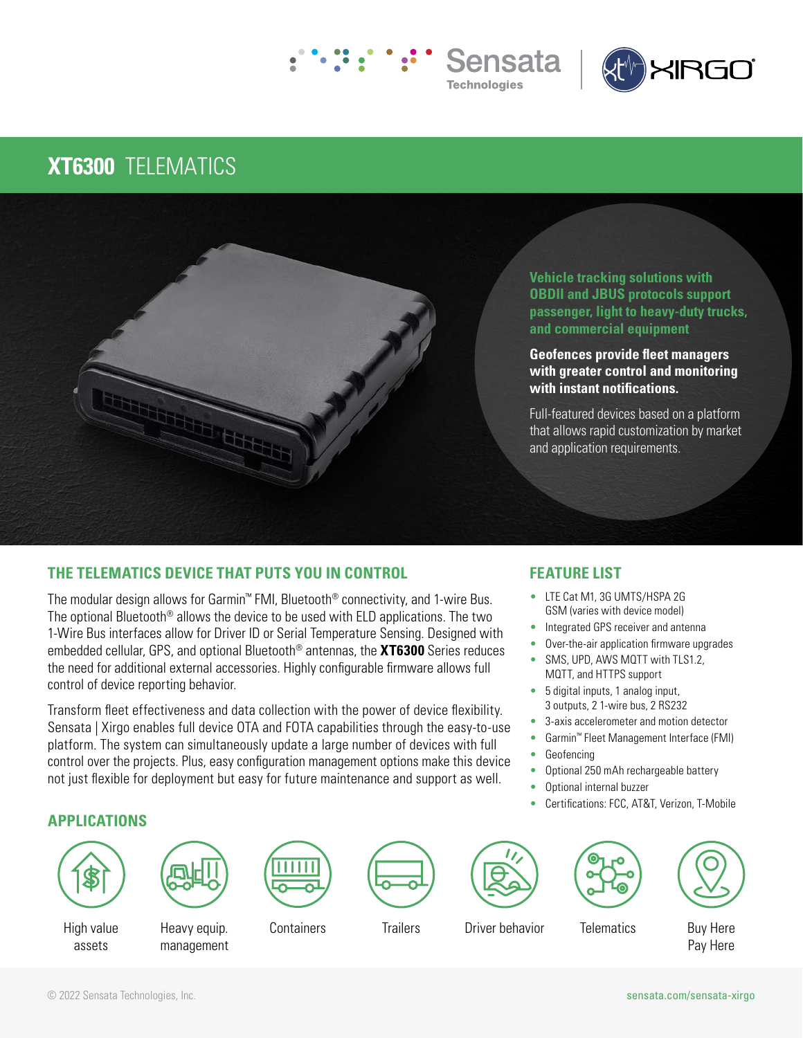Sensata Technologies | XIRGO

# XT6300 TELEMATICS

**Vehicle tracking solutions with OBDII and JBUS protocols support passenger, light to heavy-duty trucks, and commercial equipment**

**Geofences provide fleet managers with greater control and monitoring with instant notifications.**

Full-featured devices based on a platform that allows rapid customization by market and application requirements.

## THE TELEMATICS DEVICE THAT PUTS YOU IN CONTROL

The modular design allows for Garmin™ FMI, Bluetooth® connectivity, and 1-wire Bus. The optional Bluetooth® allows the device to be used with ELD applications. The two 1-Wire Bus interfaces allow for Driver ID or Serial Temperature Sensing. Designed with embedded cellular, GPS, and optional Bluetooth® antennas, the **XT6300** Series reduces the need for additional external accessories. Highly configurable firmware allows full control of device reporting behavior.

Transform fleet effectiveness and data collection with the power of device flexibility. Sensata | Xirgo enables full device OTA and FOTA capabilities through the easy-to-use platform. The system can simultaneously update a large number of devices with full control over the projects. Plus, easy configuration management options make this device not just flexible for deployment but easy for future maintenance and support as well.

## FEATURE LIST

- LTE Cat M1, 3G UMTS/HSPA 2G GSM (varies with device model)
- Integrated GPS receiver and antenna
- Over-the-air application firmware upgrades
- SMS, UPD, AWS MQTT with TLS1.2, MQTT, and HTTPS support
- 5 digital inputs, 1 analog input, 3 outputs, 2 1-wire bus, 2 RS232
- 3-axis accelerometer and motion detector
- Garmin™ Fleet Management Interface (FMI)
- Geofencing
- Optional 250 mAh rechargeable battery
- Optional internal buzzer
- Certifications: FCC, AT&T, Verizon, T-Mobile

## APPLICATIONS

- High value assets
- Heavy equip. management
- Containers
- Trailers
- Driver behavior
- Telematics
- Buy Here Pay Here

© 2022 Sensata Technologies, Inc. sensata.com/sensata-xirgo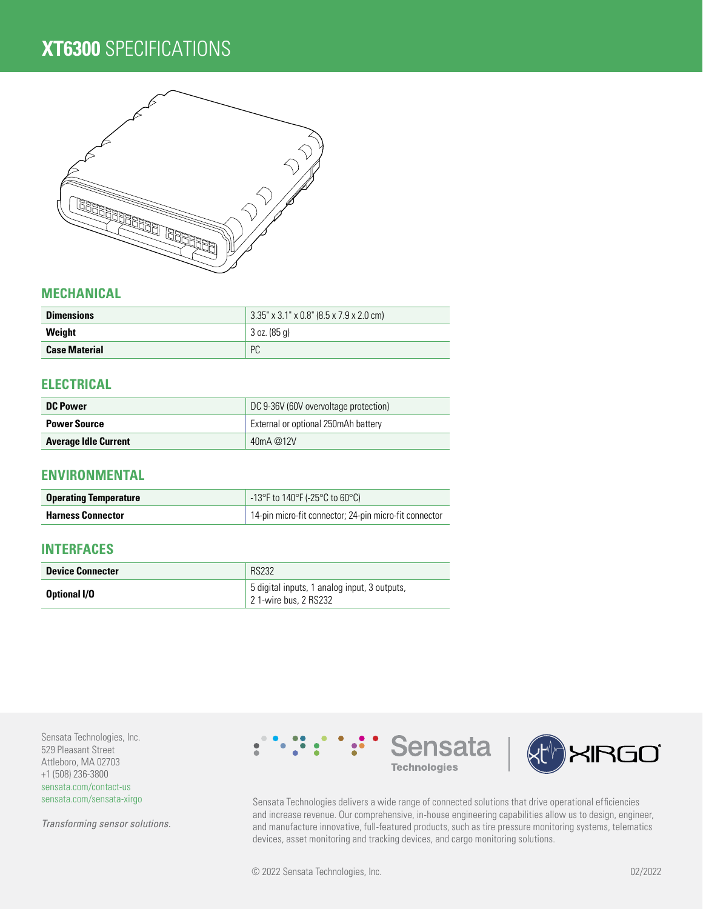# **XT6300** SPECIFICATIONS

## MECHANICAL

| | |
|---|---|
| **Dimensions** | 3.35" x 3.1" x 0.8" (8.5 x 7.9 x 2.0 cm) |
| **Weight** | 3 oz. (85 g) |
| **Case Material** | PC |

## ELECTRICAL

| | |
|---|---|
| **DC Power** | DC 9-36V (60V overvoltage protection) |
| **Power Source** | External or optional 250mAh battery |
| **Average Idle Current** | 40mA @12V |

## ENVIRONMENTAL

| | |
|---|---|
| **Operating Temperature** | -13°F to 140°F (-25°C to 60°C) |
| **Harness Connector** | 14-pin micro-fit connector; 24-pin micro-fit connector |

## INTERFACES

| | |
|---|---|
| **Device Connecter** | RS232 |
| **Optional I/O** | 5 digital inputs, 1 analog input, 3 outputs, 2 1-wire bus, 2 RS232 |

Sensata Technologies, Inc.
529 Pleasant Street
Attleboro, MA 02703
+1 (508) 236-3800
sensata.com/contact-us
sensata.com/sensata-xirgo

*Transforming sensor solutions.*

Sensata Technologies | XIRGO

Sensata Technologies delivers a wide range of connected solutions that drive operational efficiencies and increase revenue. Our comprehensive, in-house engineering capabilities allow us to design, engineer, and manufacture innovative, full-featured products, such as tire pressure monitoring systems, telematics devices, asset monitoring and tracking devices, and cargo monitoring solutions.

© 2022 Sensata Technologies, Inc.

02/2022